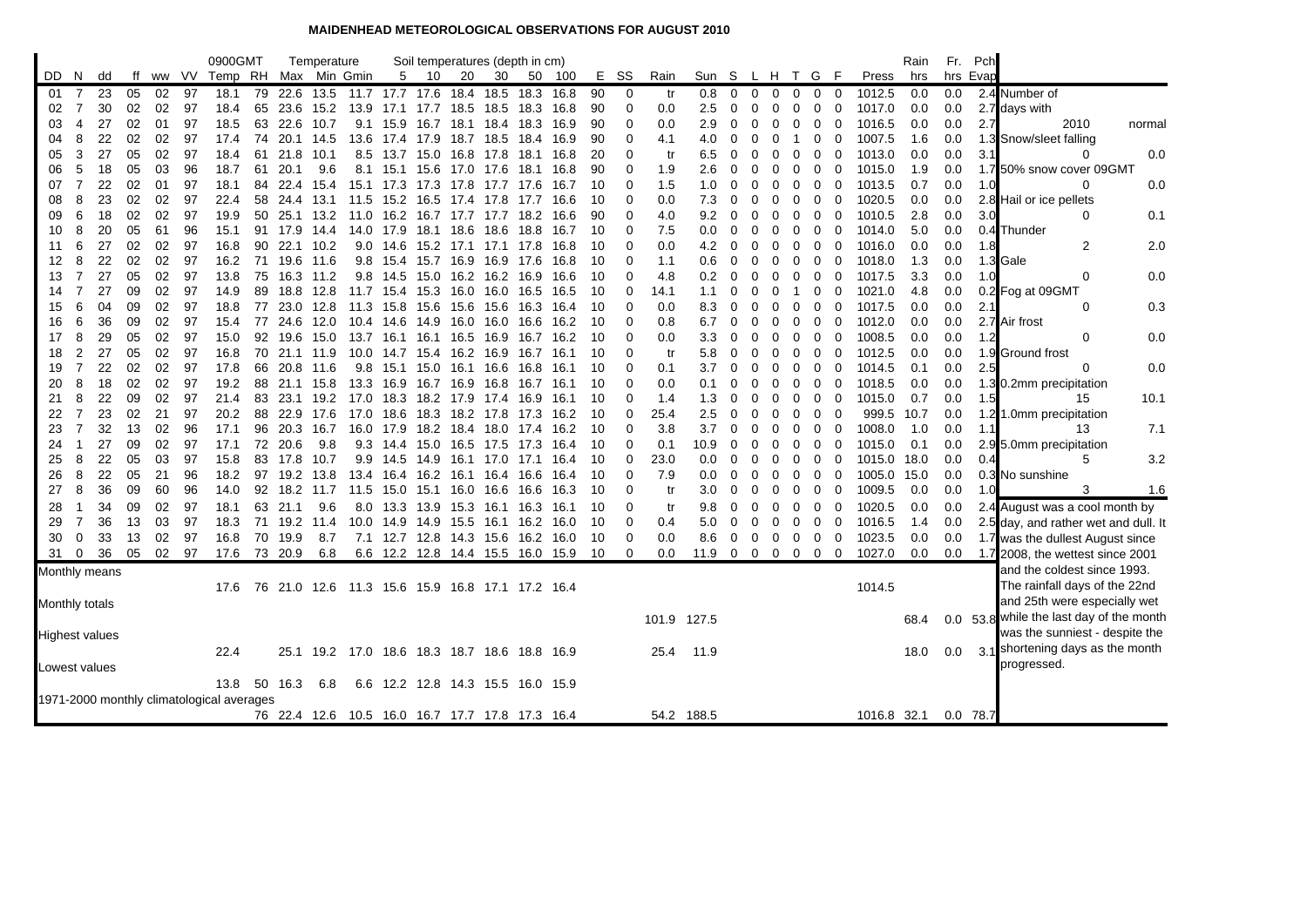# MAIDENHEAD METEOROLOGICAL OBSERVATIONS FOR AUGUST 2010

| DD | N | dd | ff | ww | VV | 0900GMT Temp | RH | Temperature Max | Min | Gmin | Soil 5 | 10 | 20 | 30 | 50 | 100 | E | SS | Rain | Sun | S | L | H | T | G | F | Press | Rain hrs | Fr. hrs | Pch Evap |
|---|---|---|---|---|---|---|---|---|---|---|---|---|---|---|---|---|---|---|---|---|---|---|---|---|---|---|---|---|---|---|
| 01 | 7 | 23 | 05 | 02 | 97 | 18.1 | 79 | 22.6 | 13.5 | 11.7 | 17.7 | 17.6 | 18.4 | 18.5 | 18.3 | 16.8 | 90 | 0 | tr | 0.8 | 0 | 0 | 0 | 0 | 0 | 0 | 1012.5 | 0.0 | 0.0 | 2.4 |
| 02 | 7 | 30 | 02 | 02 | 97 | 18.4 | 65 | 23.6 | 15.2 | 13.9 | 17.1 | 17.7 | 18.5 | 18.5 | 18.3 | 16.8 | 90 | 0 | 0.0 | 2.5 | 0 | 0 | 0 | 0 | 0 | 0 | 1017.0 | 0.0 | 0.0 | 2.7 |
| 03 | 4 | 27 | 02 | 01 | 97 | 18.5 | 63 | 22.6 | 10.7 | 9.1 | 15.9 | 16.7 | 18.1 | 18.4 | 18.3 | 16.9 | 90 | 0 | 0.0 | 2.9 | 0 | 0 | 0 | 0 | 0 | 0 | 1016.5 | 0.0 | 0.0 | 2.7 |
| 04 | 8 | 22 | 02 | 02 | 97 | 17.4 | 74 | 20.1 | 14.5 | 13.6 | 17.4 | 17.9 | 18.7 | 18.5 | 18.4 | 16.9 | 90 | 0 | 4.1 | 4.0 | 0 | 0 | 0 | 1 | 0 | 0 | 1007.5 | 1.6 | 0.0 | 1.3 |
| 05 | 3 | 27 | 05 | 02 | 97 | 18.4 | 61 | 21.8 | 10.1 | 8.5 | 13.7 | 15.0 | 16.8 | 17.8 | 18.1 | 16.8 | 20 | 0 | tr | 6.5 | 0 | 0 | 0 | 0 | 0 | 0 | 1013.0 | 0.0 | 0.0 | 3.1 |
| 06 | 5 | 18 | 05 | 03 | 96 | 18.7 | 61 | 20.1 | 9.6 | 8.1 | 15.1 | 15.6 | 17.0 | 17.6 | 18.1 | 16.8 | 90 | 0 | 1.9 | 2.6 | 0 | 0 | 0 | 0 | 0 | 0 | 1015.0 | 1.9 | 0.0 | 1.7 |
| 07 | 7 | 22 | 02 | 01 | 97 | 18.1 | 84 | 22.4 | 15.4 | 15.1 | 17.3 | 17.3 | 17.8 | 17.7 | 17.6 | 16.7 | 10 | 0 | 1.5 | 1.0 | 0 | 0 | 0 | 0 | 0 | 0 | 1013.5 | 0.7 | 0.0 | 1.0 |
| 08 | 8 | 23 | 02 | 02 | 97 | 22.4 | 58 | 24.4 | 13.1 | 11.5 | 15.2 | 16.5 | 17.4 | 17.8 | 17.7 | 16.6 | 10 | 0 | 0.0 | 7.3 | 0 | 0 | 0 | 0 | 0 | 0 | 1020.5 | 0.0 | 0.0 | 2.8 |
| 09 | 6 | 18 | 02 | 02 | 97 | 19.9 | 50 | 25.1 | 13.2 | 11.0 | 16.2 | 16.7 | 17.7 | 17.7 | 18.2 | 16.6 | 90 | 0 | 4.0 | 9.2 | 0 | 0 | 0 | 0 | 0 | 0 | 1010.5 | 2.8 | 0.0 | 3.0 |
| 10 | 8 | 20 | 05 | 61 | 96 | 15.1 | 91 | 17.9 | 14.4 | 14.0 | 17.9 | 18.1 | 18.6 | 18.6 | 18.8 | 16.7 | 10 | 0 | 7.5 | 0.0 | 0 | 0 | 0 | 0 | 0 | 0 | 1014.0 | 5.0 | 0.0 | 0.4 |
| 11 | 6 | 27 | 02 | 02 | 97 | 16.8 | 90 | 22.1 | 10.2 | 9.0 | 14.6 | 15.2 | 17.1 | 17.1 | 17.8 | 16.8 | 10 | 0 | 0.0 | 4.2 | 0 | 0 | 0 | 0 | 0 | 0 | 1016.0 | 0.0 | 0.0 | 1.8 |
| 12 | 8 | 22 | 02 | 02 | 97 | 16.2 | 71 | 19.6 | 11.6 | 9.8 | 15.4 | 15.7 | 16.9 | 16.9 | 17.6 | 16.8 | 10 | 0 | 1.1 | 0.6 | 0 | 0 | 0 | 0 | 0 | 0 | 1018.0 | 1.3 | 0.0 | 1.3 |
| 13 | 7 | 27 | 05 | 02 | 97 | 13.8 | 75 | 16.3 | 11.2 | 9.8 | 14.5 | 15.0 | 16.2 | 16.2 | 16.9 | 16.6 | 10 | 0 | 4.8 | 0.2 | 0 | 0 | 0 | 0 | 0 | 0 | 1017.5 | 3.3 | 0.0 | 1.0 |
| 14 | 7 | 27 | 09 | 02 | 97 | 14.9 | 89 | 18.8 | 12.8 | 11.7 | 15.4 | 15.3 | 16.0 | 16.0 | 16.5 | 16.5 | 10 | 0 | 14.1 | 1.1 | 0 | 0 | 0 | 1 | 0 | 0 | 1021.0 | 4.8 | 0.0 | 0.2 |
| 15 | 6 | 04 | 09 | 02 | 97 | 18.8 | 77 | 23.0 | 12.8 | 11.3 | 15.8 | 15.6 | 15.6 | 15.6 | 16.3 | 16.4 | 10 | 0 | 0.0 | 8.3 | 0 | 0 | 0 | 0 | 0 | 0 | 1017.5 | 0.0 | 0.0 | 2.1 |
| 16 | 6 | 36 | 09 | 02 | 97 | 15.4 | 77 | 24.6 | 12.0 | 10.4 | 14.6 | 14.9 | 16.0 | 16.0 | 16.6 | 16.2 | 10 | 0 | 0.8 | 6.7 | 0 | 0 | 0 | 0 | 0 | 0 | 1012.0 | 0.0 | 0.0 | 2.7 |
| 17 | 8 | 29 | 05 | 02 | 97 | 15.0 | 92 | 19.6 | 15.0 | 13.7 | 16.1 | 16.1 | 16.5 | 16.9 | 16.7 | 16.2 | 10 | 0 | 0.0 | 3.3 | 0 | 0 | 0 | 0 | 0 | 0 | 1008.5 | 0.0 | 0.0 | 1.2 |
| 18 | 2 | 27 | 05 | 02 | 97 | 16.8 | 70 | 21.1 | 11.9 | 10.0 | 14.7 | 15.4 | 16.2 | 16.9 | 16.7 | 16.1 | 10 | 0 | tr | 5.8 | 0 | 0 | 0 | 0 | 0 | 0 | 1012.5 | 0.0 | 0.0 | 1.9 |
| 19 | 7 | 22 | 02 | 02 | 97 | 17.8 | 66 | 20.8 | 11.6 | 9.8 | 15.1 | 15.0 | 16.1 | 16.6 | 16.8 | 16.1 | 10 | 0 | 0.1 | 3.7 | 0 | 0 | 0 | 0 | 0 | 0 | 1014.5 | 0.1 | 0.0 | 2.5 |
| 20 | 8 | 18 | 02 | 02 | 97 | 19.2 | 88 | 21.1 | 15.8 | 13.3 | 16.9 | 16.7 | 16.9 | 16.8 | 16.7 | 16.1 | 10 | 0 | 0.0 | 0.1 | 0 | 0 | 0 | 0 | 0 | 0 | 1018.5 | 0.0 | 0.0 | 1.3 |
| 21 | 8 | 22 | 09 | 02 | 97 | 21.4 | 83 | 23.1 | 19.2 | 17.0 | 18.3 | 18.2 | 17.9 | 17.4 | 16.9 | 16.1 | 10 | 0 | 1.4 | 1.3 | 0 | 0 | 0 | 0 | 0 | 0 | 1015.0 | 0.7 | 0.0 | 1.5 |
| 22 | 7 | 23 | 02 | 21 | 97 | 20.2 | 88 | 22.9 | 17.6 | 17.0 | 18.6 | 18.3 | 18.2 | 17.8 | 17.3 | 16.2 | 10 | 0 | 25.4 | 2.5 | 0 | 0 | 0 | 0 | 0 | 0 | 999.5 | 10.7 | 0.0 | 1.2 |
| 23 | 7 | 32 | 13 | 02 | 96 | 17.1 | 96 | 20.3 | 16.7 | 16.0 | 17.9 | 18.2 | 18.4 | 18.0 | 17.4 | 16.2 | 10 | 0 | 3.8 | 3.7 | 0 | 0 | 0 | 0 | 0 | 0 | 1008.0 | 1.0 | 0.0 | 1.1 |
| 24 | 1 | 27 | 09 | 02 | 97 | 17.1 | 72 | 20.6 | 9.8 | 9.3 | 14.4 | 15.0 | 16.5 | 17.5 | 17.3 | 16.4 | 10 | 0 | 0.1 | 10.9 | 0 | 0 | 0 | 0 | 0 | 0 | 1015.0 | 0.1 | 0.0 | 2.9 |
| 25 | 8 | 22 | 05 | 03 | 97 | 15.8 | 83 | 17.8 | 10.7 | 9.9 | 14.5 | 14.9 | 16.1 | 17.0 | 17.1 | 16.4 | 10 | 0 | 23.0 | 0.0 | 0 | 0 | 0 | 0 | 0 | 0 | 1015.0 | 18.0 | 0.0 | 0.4 |
| 26 | 8 | 22 | 05 | 21 | 96 | 18.2 | 97 | 19.2 | 13.8 | 13.4 | 16.4 | 16.2 | 16.1 | 16.4 | 16.6 | 16.4 | 10 | 0 | 7.9 | 0.0 | 0 | 0 | 0 | 0 | 0 | 0 | 1005.0 | 15.0 | 0.0 | 0.3 |
| 27 | 8 | 36 | 09 | 60 | 96 | 14.0 | 92 | 18.2 | 11.7 | 11.5 | 15.0 | 15.1 | 16.0 | 16.6 | 16.6 | 16.3 | 10 | 0 | tr | 3.0 | 0 | 0 | 0 | 0 | 0 | 0 | 1009.5 | 0.0 | 0.0 | 1.0 |
| 28 | 1 | 34 | 09 | 02 | 97 | 18.1 | 63 | 21.1 | 9.6 | 8.0 | 13.3 | 13.9 | 15.3 | 16.1 | 16.3 | 16.1 | 10 | 0 | tr | 9.8 | 0 | 0 | 0 | 0 | 0 | 0 | 1020.5 | 0.0 | 0.0 | 2.4 |
| 29 | 7 | 36 | 13 | 03 | 97 | 18.3 | 71 | 19.2 | 11.4 | 10.0 | 14.9 | 14.9 | 15.5 | 16.1 | 16.2 | 16.0 | 10 | 0 | 0.4 | 5.0 | 0 | 0 | 0 | 0 | 0 | 0 | 1016.5 | 1.4 | 0.0 | 2.5 |
| 30 | 0 | 33 | 13 | 02 | 97 | 16.8 | 70 | 19.9 | 8.7 | 7.1 | 12.7 | 12.8 | 14.3 | 15.6 | 16.2 | 16.0 | 10 | 0 | 0.0 | 8.6 | 0 | 0 | 0 | 0 | 0 | 0 | 1023.5 | 0.0 | 0.0 | 1.7 |
| 31 | 0 | 36 | 05 | 02 | 97 | 17.6 | 73 | 20.9 | 6.8 | 6.6 | 12.2 | 12.8 | 14.4 | 15.5 | 16.0 | 15.9 | 10 | 0 | 0.0 | 11.9 | 0 | 0 | 0 | 0 | 0 | 0 | 1027.0 | 0.0 | 0.0 | 1.7 |
| Monthly means | | | | | | 17.6 | 76 | 21.0 | 12.6 | 11.3 | 15.6 | 15.9 | 16.8 | 17.1 | 17.2 | 16.4 | | | | | | | | | | | 1014.5 | | | |
| Monthly totals | | | | | | | | | | | | | | | | | | | 101.9 | 127.5 | | | | | | | | 68.4 | 0.0 | 53.8 |
| Highest values | | | | | | 22.4 | | 25.1 | 19.2 | 17.0 | 18.6 | 18.3 | 18.7 | 18.6 | 18.8 | 16.9 | | | 25.4 | 11.9 | | | | | | | | 18.0 | 0.0 | 3.1 |
| Lowest values | | | | | | 13.8 | 50 | 16.3 | 6.8 | 6.6 | 12.2 | 12.8 | 14.3 | 15.5 | 16.0 | 15.9 | | | | | | | | | | | | | | |
| 1971-2000 monthly climatological averages | | | | | | | 76 | 22.4 | 12.6 | 10.5 | 16.0 | 16.7 | 17.7 | 17.8 | 17.3 | 16.4 | | | 54.2 | 188.5 | | | | | | | 1016.8 | 32.1 | 0.0 | 78.7 |

| Number of days with | 2010 | normal |
|---|---|---|
| Snow/sleet falling | 0 | 0.0 |
| 50% snow cover 09GMT | 0 | 0.0 |
| Hail or ice pellets | 0 | 0.1 |
| Thunder | 2 | 2.0 |
| Gale | 0 | 0.0 |
| Fog at 09GMT | 0 | 0.3 |
| Air frost | 0 | 0.0 |
| Ground frost | 0 | 0.0 |
| 0.2mm precipitation | 15 | 10.1 |
| 1.0mm precipitation | 13 | 7.1 |
| 5.0mm precipitation | 5 | 3.2 |
| No sunshine | 3 | 1.6 |

August was a cool month by day, and rather wet and dull. It was the dullest August since 2008, the wettest since 2001 and the coldest since 1993. The rainfall days of the 22nd and 25th were especially wet while the last day of the month was the sunniest - despite the shortening days as the month progressed.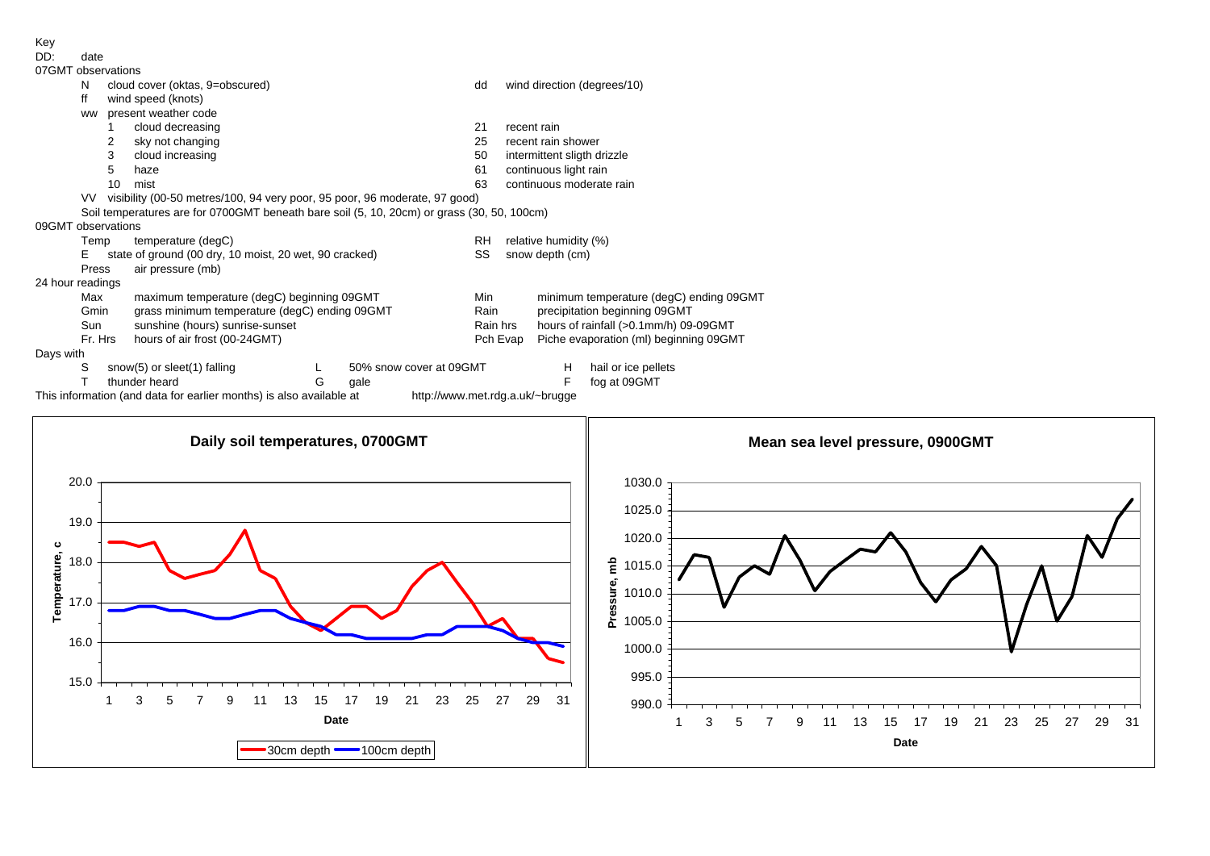Key

DD: date

07GMT observations

| | | | |
|---|---|---|---|
| N | cloud cover (oktas, 9=obscured) | dd | wind direction (degrees/10) |
| ff | wind speed (knots) | | |
| ww | present weather code | | |
| 1 | cloud decreasing | 21 | recent rain |
| 2 | sky not changing | 25 | recent rain shower |
| 3 | cloud increasing | 50 | intermittent sligth drizzle |
| 5 | haze | 61 | continuous light rain |
| 10 | mist | 63 | continuous moderate rain |
| VV | visibility (00-50 metres/100, 94 very poor, 95 poor, 96 moderate, 97 good) | | |

Soil temperatures are for 0700GMT beneath bare soil (5, 10, 20cm) or grass (30, 50, 100cm)

09GMT observations

| | | | |
|---|---|---|---|
| Temp | temperature (degC) | RH | relative humidity (%) |
| E | state of ground (00 dry, 10 moist, 20 wet, 90 cracked) | SS | snow depth (cm) |
| Press | air pressure (mb) | | |

24 hour readings

| | | | |
|---|---|---|---|
| Max | maximum temperature (degC) beginning 09GMT | Min | minimum temperature (degC) ending 09GMT |
| Gmin | grass minimum temperature (degC) ending 09GMT | Rain | precipitation beginning 09GMT |
| Sun | sunshine (hours) sunrise-sunset | Rain hrs | hours of rainfall (>0.1mm/h) 09-09GMT |
| Fr. Hrs | hours of air frost (00-24GMT) | Pch Evap | Piche evaporation (ml) beginning 09GMT |

Days with

| | | | | | |
|---|---|---|---|---|---|
| S | snow(5) or sleet(1) falling | L | 50% snow cover at 09GMT | H | hail or ice pellets |
| T | thunder heard | G | gale | F | fog at 09GMT |

This information (and data for earlier months) is also available at http://www.met.rdg.ac.uk/~brugge

**Daily soil temperatures, 0700GMT**

**Mean sea level pressure, 0900GMT**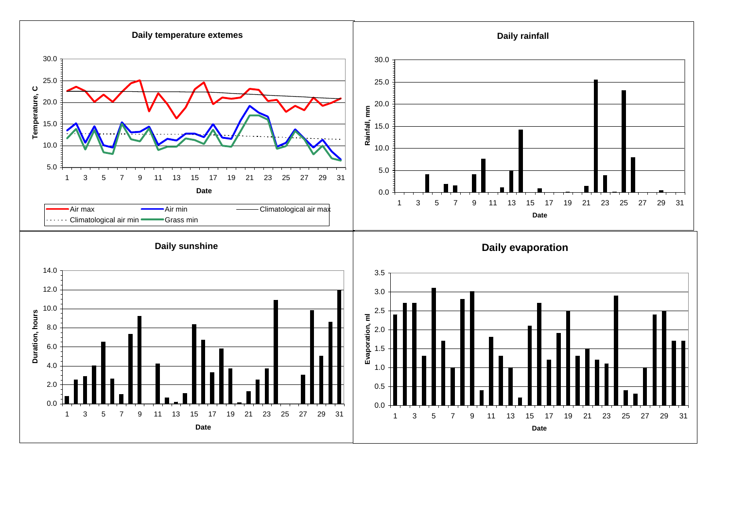Daily temperature extemes

Temperature, C

30.0
25.0
20.0
15.0
10.0
5.0

1 3 5 7 9 11 13 15 17 19 21 23 25 27 29 31

Date

Air max
Air min
Climatological air max
Climatological air min
Grass min

Daily rainfall

Rainfall, mm

30.0
25.0
20.0
15.0
10.0
5.0
0.0

1 3 5 7 9 11 13 15 17 19 21 23 25 27 29 31

Date

Daily sunshine

Duration, hours

14.0
12.0
10.0
8.0
6.0
4.0
2.0
0.0

1 3 5 7 9 11 13 15 17 19 21 23 25 27 29 31

Date

Daily evaporation

Evaporation, ml

3.5
3.0
2.5
2.0
1.5
1.0
0.5
0.0

1 3 5 7 9 11 13 15 17 19 21 23 25 27 29 31

Date